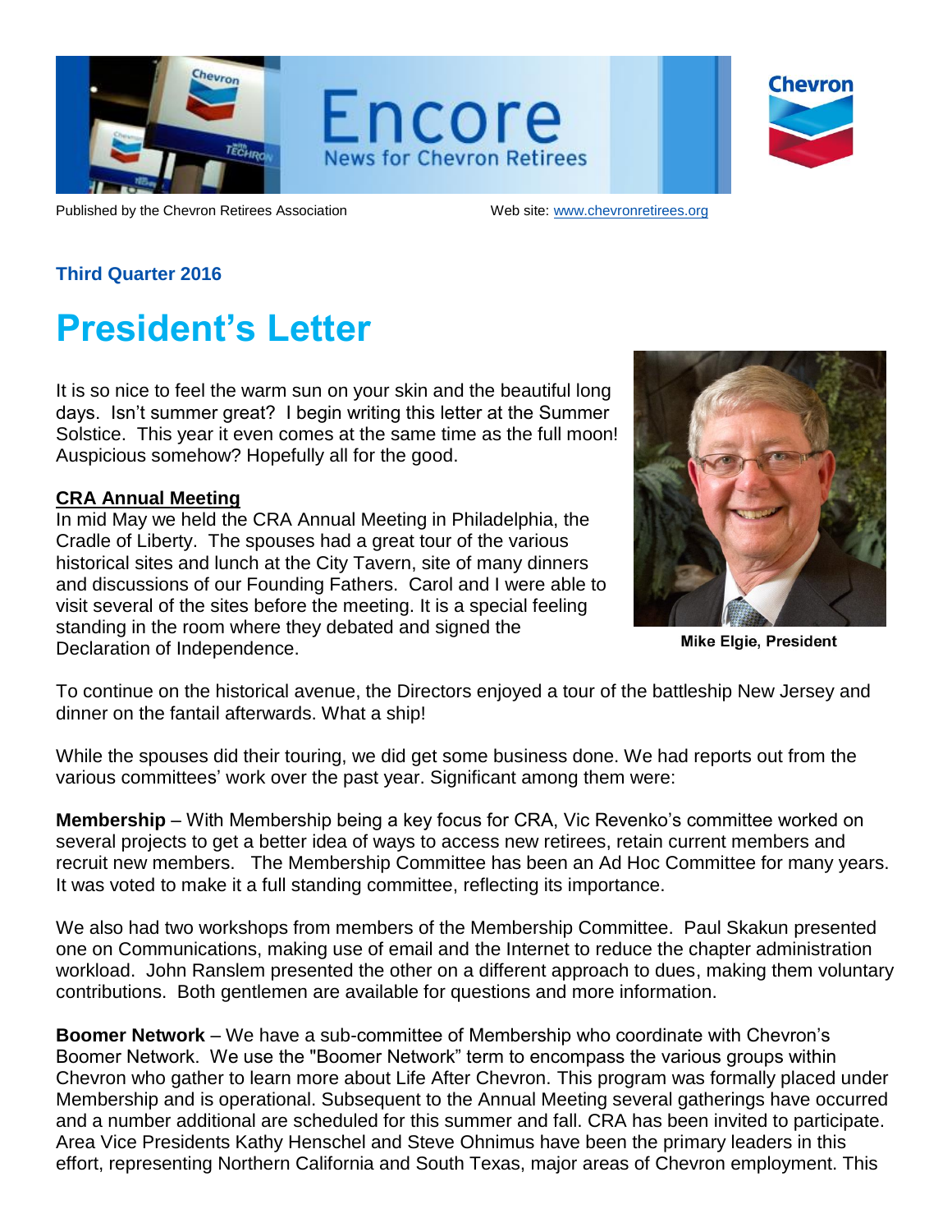# Encore

News for Chevron Retirees

Published by the Chevron Retirees Association Web site: www.chevronretirees.org

**Third Quarter 2016**

# President's Letter

It is so nice to feel the warm sun on your skin and the beautiful long days. Isn't summer great? I begin writing this letter at the Summer Solstice. This year it even comes at the same time as the full moon! Auspicious somehow? Hopefully all for the good.

Mike Elgie, President

## CRA Annual Meeting

In mid May we held the CRA Annual Meeting in Philadelphia, the Cradle of Liberty. The spouses had a great tour of the various historical sites and lunch at the City Tavern, site of many dinners and discussions of our Founding Fathers. Carol and I were able to visit several of the sites before the meeting. It is a special feeling standing in the room where they debated and signed the Declaration of Independence.

To continue on the historical avenue, the Directors enjoyed a tour of the battleship New Jersey and dinner on the fantail afterwards. What a ship!

While the spouses did their touring, we did get some business done. We had reports out from the various committees' work over the past year. Significant among them were:

**Membership** – With Membership being a key focus for CRA, Vic Revenko's committee worked on several projects to get a better idea of ways to access new retirees, retain current members and recruit new members. The Membership Committee has been an Ad Hoc Committee for many years. It was voted to make it a full standing committee, reflecting its importance.

We also had two workshops from members of the Membership Committee. Paul Skakun presented one on Communications, making use of email and the Internet to reduce the chapter administration workload. John Ranslem presented the other on a different approach to dues, making them voluntary contributions. Both gentlemen are available for questions and more information.

**Boomer Network** – We have a sub-committee of Membership who coordinate with Chevron's Boomer Network. We use the "Boomer Network" term to encompass the various groups within Chevron who gather to learn more about Life After Chevron. This program was formally placed under Membership and is operational. Subsequent to the Annual Meeting several gatherings have occurred and a number additional are scheduled for this summer and fall. CRA has been invited to participate. Area Vice Presidents Kathy Henschel and Steve Ohnimus have been the primary leaders in this effort, representing Northern California and South Texas, major areas of Chevron employment. This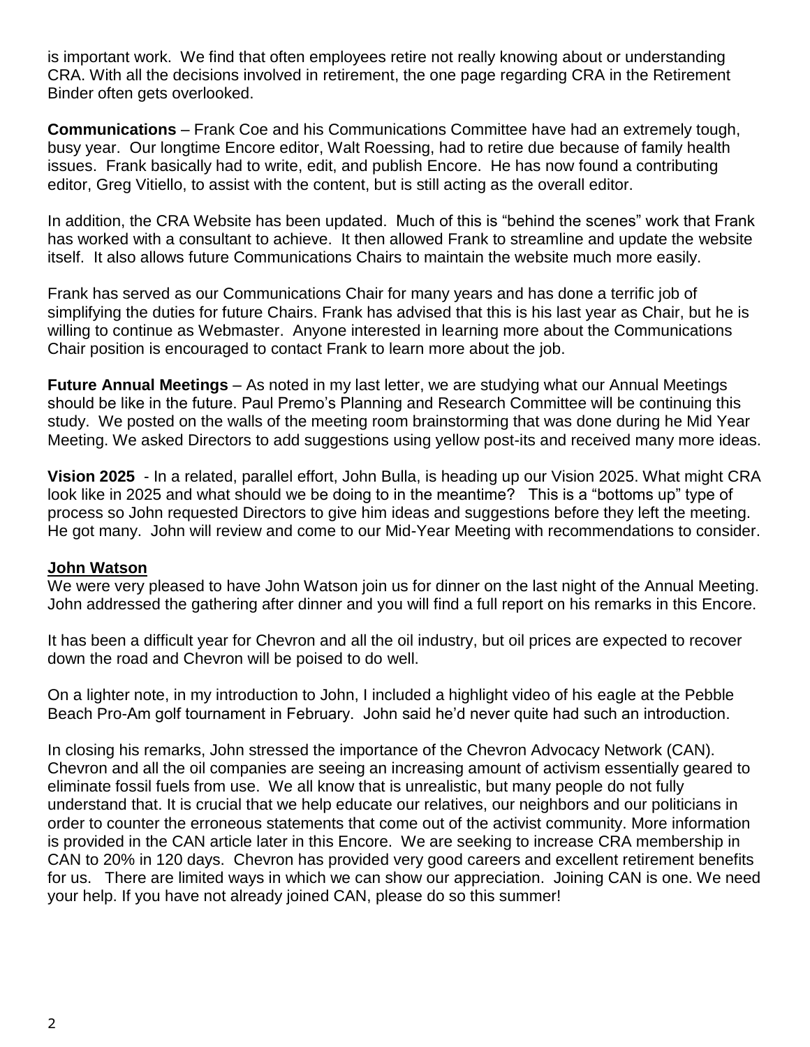is important work. We find that often employees retire not really knowing about or understanding CRA. With all the decisions involved in retirement, the one page regarding CRA in the Retirement Binder often gets overlooked.

**Communications** – Frank Coe and his Communications Committee have had an extremely tough, busy year. Our longtime Encore editor, Walt Roessing, had to retire due because of family health issues. Frank basically had to write, edit, and publish Encore. He has now found a contributing editor, Greg Vitiello, to assist with the content, but is still acting as the overall editor.

In addition, the CRA Website has been updated. Much of this is "behind the scenes" work that Frank has worked with a consultant to achieve. It then allowed Frank to streamline and update the website itself. It also allows future Communications Chairs to maintain the website much more easily.

Frank has served as our Communications Chair for many years and has done a terrific job of simplifying the duties for future Chairs. Frank has advised that this is his last year as Chair, but he is willing to continue as Webmaster. Anyone interested in learning more about the Communications Chair position is encouraged to contact Frank to learn more about the job.

**Future Annual Meetings** – As noted in my last letter, we are studying what our Annual Meetings should be like in the future. Paul Premo's Planning and Research Committee will be continuing this study. We posted on the walls of the meeting room brainstorming that was done during he Mid Year Meeting. We asked Directors to add suggestions using yellow post-its and received many more ideas.

**Vision 2025** - In a related, parallel effort, John Bulla, is heading up our Vision 2025. What might CRA look like in 2025 and what should we be doing to in the meantime? This is a "bottoms up" type of process so John requested Directors to give him ideas and suggestions before they left the meeting. He got many. John will review and come to our Mid-Year Meeting with recommendations to consider.

**<u>John Watson</u>**

We were very pleased to have John Watson join us for dinner on the last night of the Annual Meeting. John addressed the gathering after dinner and you will find a full report on his remarks in this Encore.

It has been a difficult year for Chevron and all the oil industry, but oil prices are expected to recover down the road and Chevron will be poised to do well.

On a lighter note, in my introduction to John, I included a highlight video of his eagle at the Pebble Beach Pro-Am golf tournament in February. John said he'd never quite had such an introduction.

In closing his remarks, John stressed the importance of the Chevron Advocacy Network (CAN). Chevron and all the oil companies are seeing an increasing amount of activism essentially geared to eliminate fossil fuels from use. We all know that is unrealistic, but many people do not fully understand that. It is crucial that we help educate our relatives, our neighbors and our politicians in order to counter the erroneous statements that come out of the activist community. More information is provided in the CAN article later in this Encore. We are seeking to increase CRA membership in CAN to 20% in 120 days. Chevron has provided very good careers and excellent retirement benefits for us. There are limited ways in which we can show our appreciation. Joining CAN is one. We need your help. If you have not already joined CAN, please do so this summer!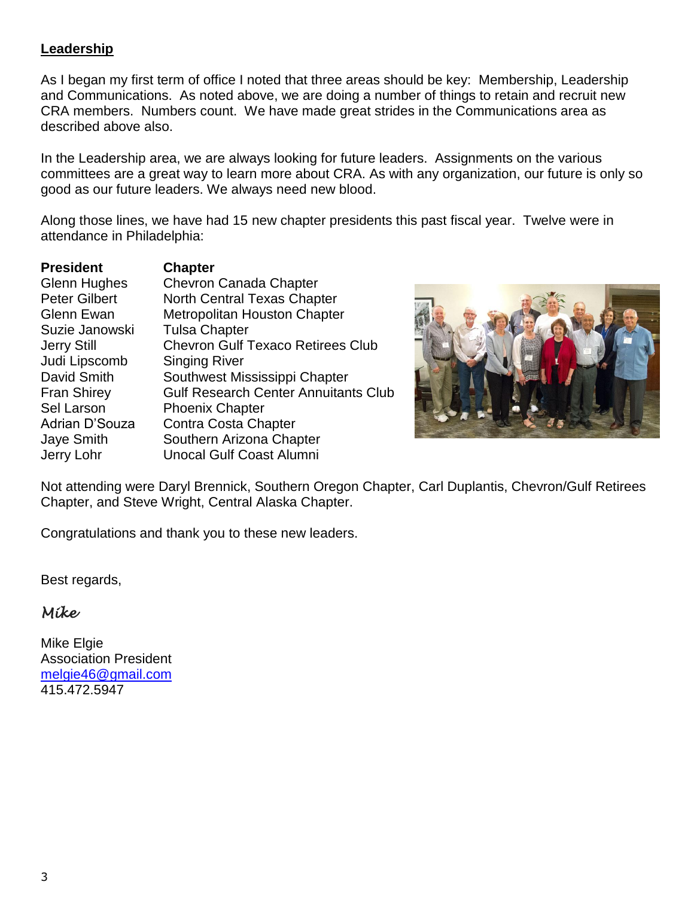## Leadership

As I began my first term of office I noted that three areas should be key: Membership, Leadership and Communications. As noted above, we are doing a number of things to retain and recruit new CRA members. Numbers count. We have made great strides in the Communications area as described above also.

In the Leadership area, we are always looking for future leaders. Assignments on the various committees are a great way to learn more about CRA. As with any organization, our future is only so good as our future leaders. We always need new blood.

Along those lines, we have had 15 new chapter presidents this past fiscal year. Twelve were in attendance in Philadelphia:

| President | Chapter |
|---|---|
| Glenn Hughes | Chevron Canada Chapter |
| Peter Gilbert | North Central Texas Chapter |
| Glenn Ewan | Metropolitan Houston Chapter |
| Suzie Janowski | Tulsa Chapter |
| Jerry Still | Chevron Gulf Texaco Retirees Club |
| Judi Lipscomb | Singing River |
| David Smith | Southwest Mississippi Chapter |
| Fran Shirey | Gulf Research Center Annuitants Club |
| Sel Larson | Phoenix Chapter |
| Adrian D'Souza | Contra Costa Chapter |
| Jaye Smith | Southern Arizona Chapter |
| Jerry Lohr | Unocal Gulf Coast Alumni |

Not attending were Daryl Brennick, Southern Oregon Chapter, Carl Duplantis, Chevron/Gulf Retirees Chapter, and Steve Wright, Central Alaska Chapter.

Congratulations and thank you to these new leaders.

Best regards,

*Mike*

Mike Elgie
Association President
melgie46@gmail.com
415.472.5947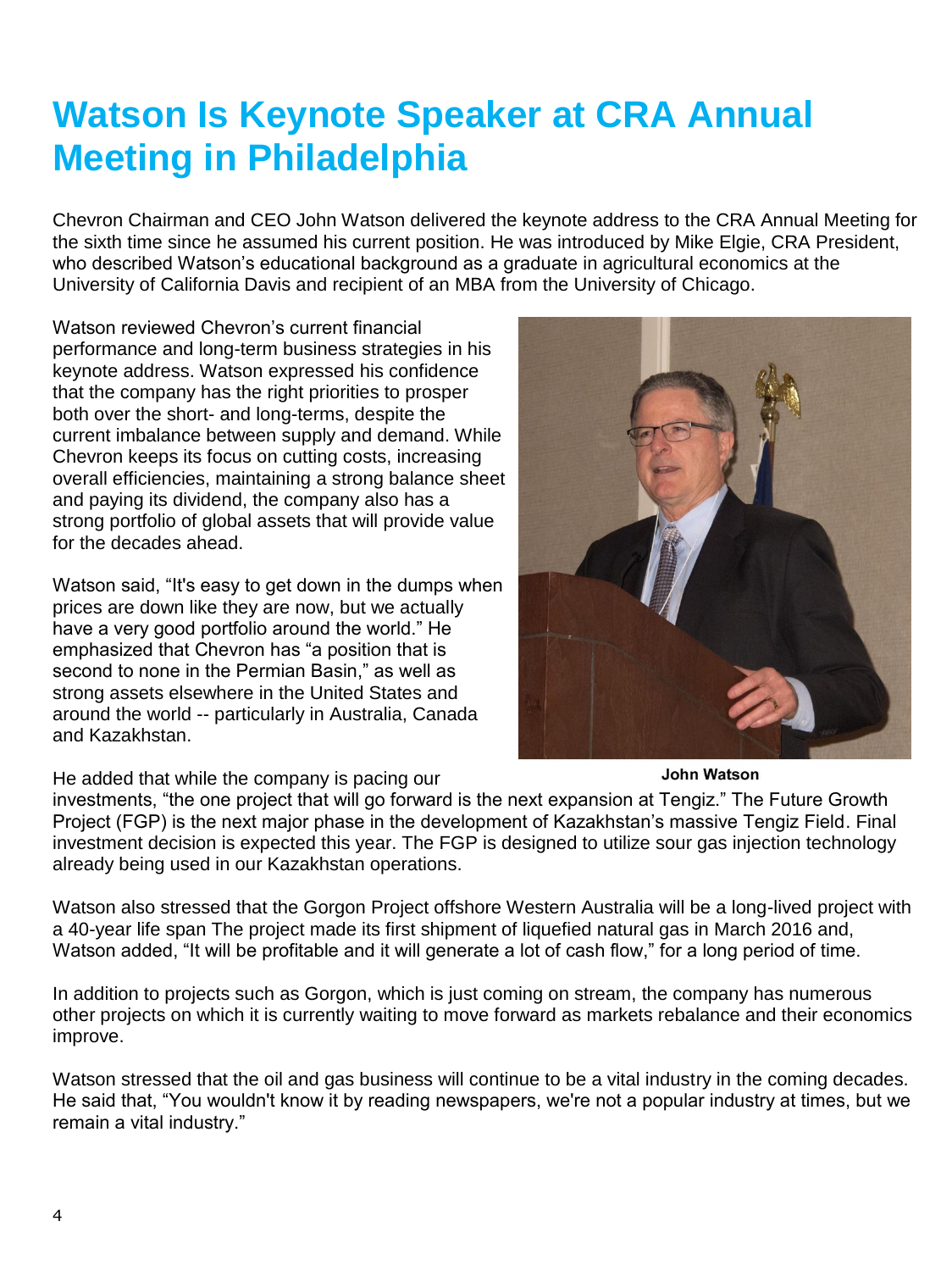# Watson Is Keynote Speaker at CRA Annual Meeting in Philadelphia

Chevron Chairman and CEO John Watson delivered the keynote address to the CRA Annual Meeting for the sixth time since he assumed his current position. He was introduced by Mike Elgie, CRA President, who described Watson's educational background as a graduate in agricultural economics at the University of California Davis and recipient of an MBA from the University of Chicago.

Watson reviewed Chevron's current financial performance and long-term business strategies in his keynote address. Watson expressed his confidence that the company has the right priorities to prosper both over the short- and long-terms, despite the current imbalance between supply and demand. While Chevron keeps its focus on cutting costs, increasing overall efficiencies, maintaining a strong balance sheet and paying its dividend, the company also has a strong portfolio of global assets that will provide value for the decades ahead.

Watson said, "It's easy to get down in the dumps when prices are down like they are now, but we actually have a very good portfolio around the world." He emphasized that Chevron has "a position that is second to none in the Permian Basin," as well as strong assets elsewhere in the United States and around the world -- particularly in Australia, Canada and Kazakhstan.

John Watson

He added that while the company is pacing our investments, "the one project that will go forward is the next expansion at Tengiz." The Future Growth Project (FGP) is the next major phase in the development of Kazakhstan's massive Tengiz Field. Final investment decision is expected this year. The FGP is designed to utilize sour gas injection technology already being used in our Kazakhstan operations.

Watson also stressed that the Gorgon Project offshore Western Australia will be a long-lived project with a 40-year life span The project made its first shipment of liquefied natural gas in March 2016 and, Watson added, "It will be profitable and it will generate a lot of cash flow," for a long period of time.

In addition to projects such as Gorgon, which is just coming on stream, the company has numerous other projects on which it is currently waiting to move forward as markets rebalance and their economics improve.

Watson stressed that the oil and gas business will continue to be a vital industry in the coming decades. He said that, "You wouldn't know it by reading newspapers, we're not a popular industry at times, but we remain a vital industry."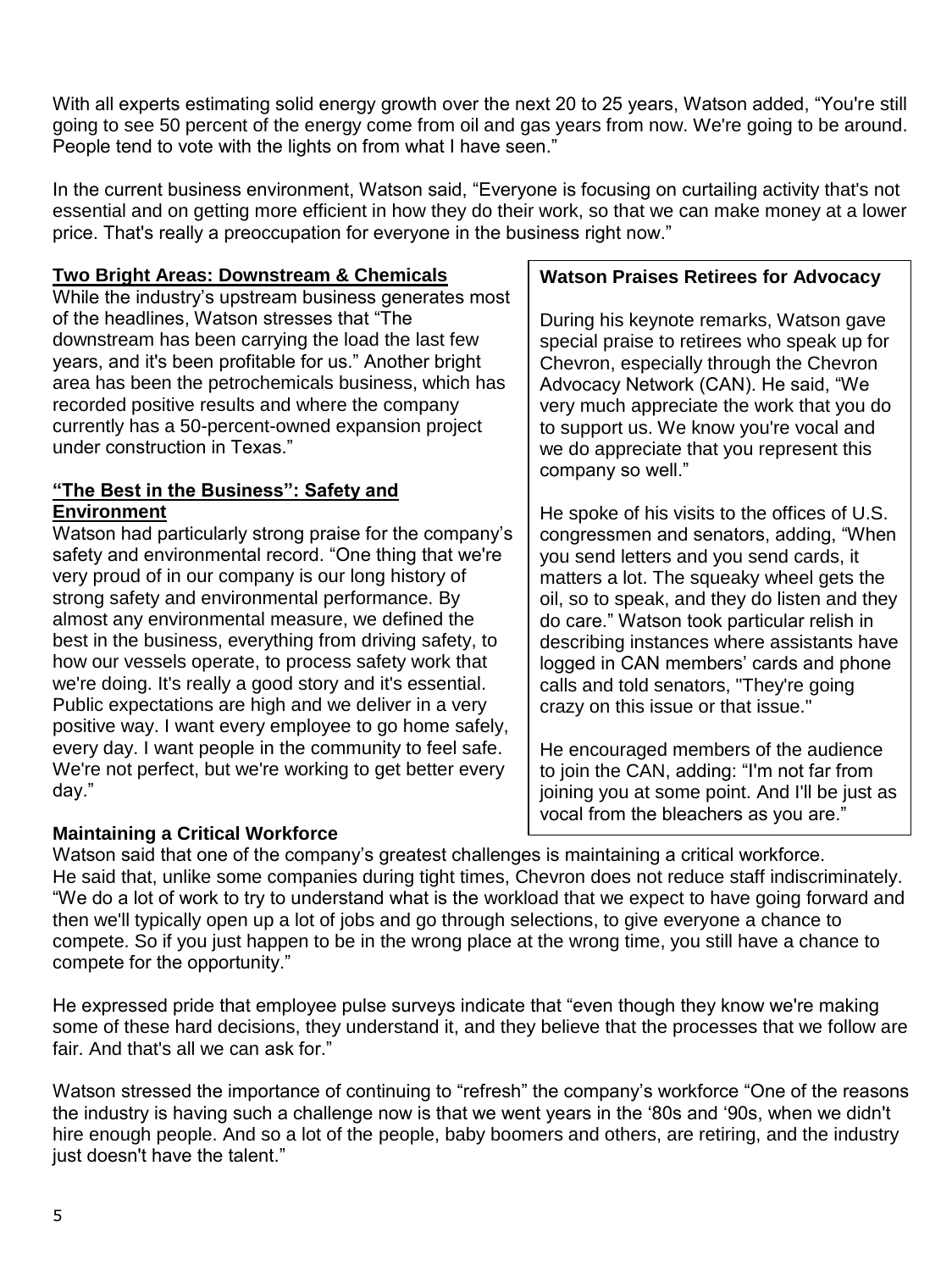With all experts estimating solid energy growth over the next 20 to 25 years, Watson added, “You're still going to see 50 percent of the energy come from oil and gas years from now. We're going to be around. People tend to vote with the lights on from what I have seen.”

In the current business environment, Watson said, “Everyone is focusing on curtailing activity that's not essential and on getting more efficient in how they do their work, so that we can make money at a lower price. That's really a preoccupation for everyone in the business right now.”

## Two Bright Areas: Downstream & Chemicals

While the industry’s upstream business generates most of the headlines, Watson stresses that “The downstream has been carrying the load the last few years, and it's been profitable for us.” Another bright area has been the petrochemicals business, which has recorded positive results and where the company currently has a 50-percent-owned expansion project under construction in Texas.”

## “The Best in the Business”: Safety and Environment

Watson had particularly strong praise for the company’s safety and environmental record. “One thing that we're very proud of in our company is our long history of strong safety and environmental performance. By almost any environmental measure, we defined the best in the business, everything from driving safety, to how our vessels operate, to process safety work that we're doing. It's really a good story and it's essential. Public expectations are high and we deliver in a very positive way. I want every employee to go home safely, every day. I want people in the community to feel safe. We're not perfect, but we're working to get better every day.”

## Watson Praises Retirees for Advocacy

During his keynote remarks, Watson gave special praise to retirees who speak up for Chevron, especially through the Chevron Advocacy Network (CAN). He said, “We very much appreciate the work that you do to support us. We know you're vocal and we do appreciate that you represent this company so well.”

He spoke of his visits to the offices of U.S. congressmen and senators, adding, “When you send letters and you send cards, it matters a lot. The squeaky wheel gets the oil, so to speak, and they do listen and they do care.” Watson took particular relish in describing instances where assistants have logged in CAN members’ cards and phone calls and told senators, "They're going crazy on this issue or that issue."

He encouraged members of the audience to join the CAN, adding: “I'm not far from joining you at some point. And I'll be just as vocal from the bleachers as you are.”

## Maintaining a Critical Workforce

Watson said that one of the company’s greatest challenges is maintaining a critical workforce. He said that, unlike some companies during tight times, Chevron does not reduce staff indiscriminately. “We do a lot of work to try to understand what is the workload that we expect to have going forward and then we'll typically open up a lot of jobs and go through selections, to give everyone a chance to compete. So if you just happen to be in the wrong place at the wrong time, you still have a chance to compete for the opportunity.”

He expressed pride that employee pulse surveys indicate that “even though they know we're making some of these hard decisions, they understand it, and they believe that the processes that we follow are fair. And that's all we can ask for.”

Watson stressed the importance of continuing to “refresh” the company’s workforce “One of the reasons the industry is having such a challenge now is that we went years in the ‘80s and ‘90s, when we didn't hire enough people. And so a lot of the people, baby boomers and others, are retiring, and the industry just doesn't have the talent.”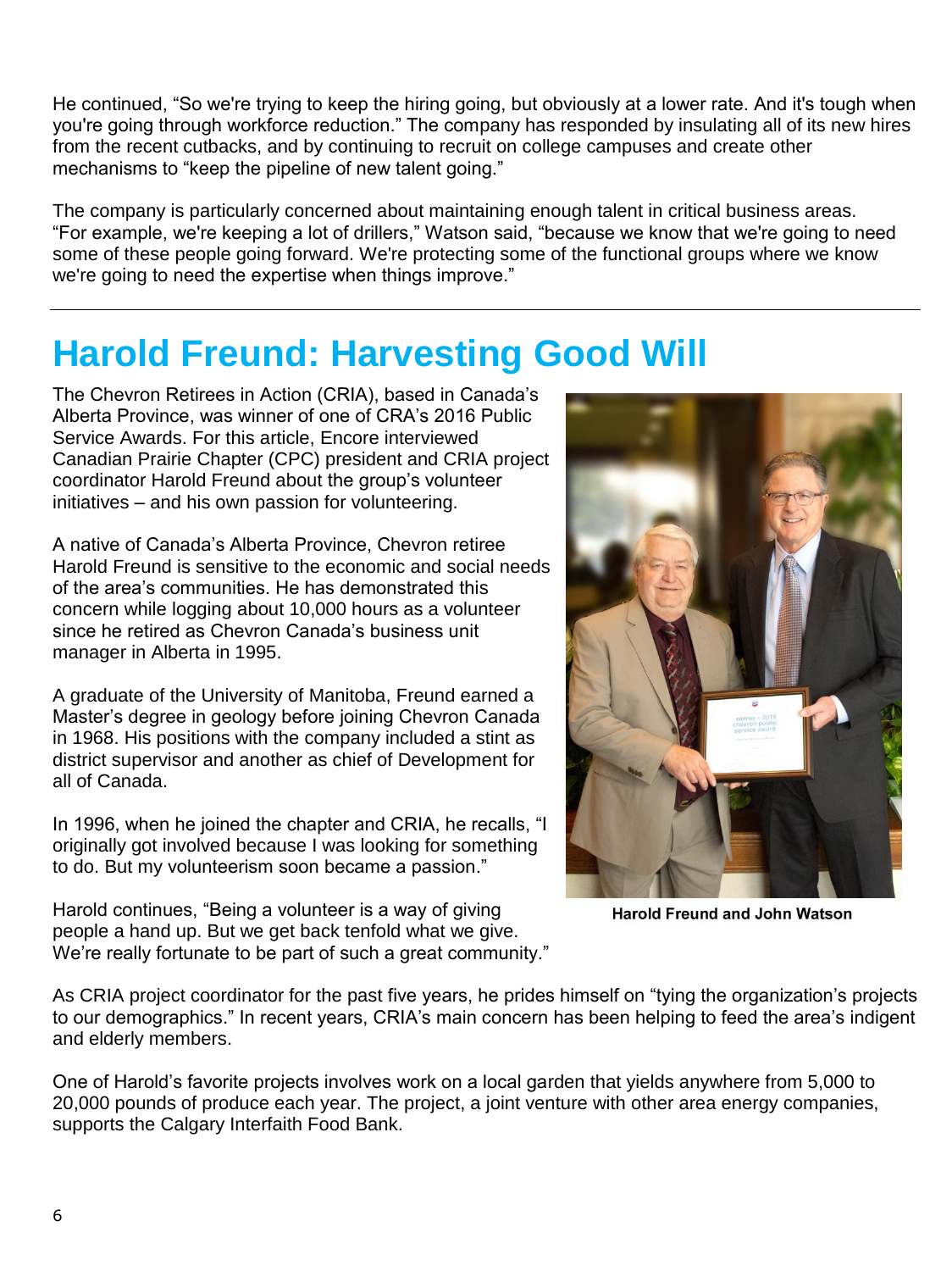He continued, “So we're trying to keep the hiring going, but obviously at a lower rate. And it's tough when you're going through workforce reduction.” The company has responded by insulating all of its new hires from the recent cutbacks, and by continuing to recruit on college campuses and create other mechanisms to “keep the pipeline of new talent going.”

The company is particularly concerned about maintaining enough talent in critical business areas. “For example, we're keeping a lot of drillers,” Watson said, “because we know that we're going to need some of these people going forward. We're protecting some of the functional groups where we know we're going to need the expertise when things improve.”

---

# Harold Freund: Harvesting Good Will

The Chevron Retirees in Action (CRIA), based in Canada’s Alberta Province, was winner of one of CRA’s 2016 Public Service Awards. For this article, Encore interviewed Canadian Prairie Chapter (CPC) president and CRIA project coordinator Harold Freund about the group’s volunteer initiatives – and his own passion for volunteering.

A native of Canada’s Alberta Province, Chevron retiree Harold Freund is sensitive to the economic and social needs of the area’s communities. He has demonstrated this concern while logging about 10,000 hours as a volunteer since he retired as Chevron Canada’s business unit manager in Alberta in 1995.

A graduate of the University of Manitoba, Freund earned a Master’s degree in geology before joining Chevron Canada in 1968. His positions with the company included a stint as district supervisor and another as chief of Development for all of Canada.

In 1996, when he joined the chapter and CRIA, he recalls, “I originally got involved because I was looking for something to do. But my volunteerism soon became a passion.”

Harold continues, “Being a volunteer is a way of giving people a hand up. But we get back tenfold what we give. We’re really fortunate to be part of such a great community.”

**Harold Freund and John Watson**

As CRIA project coordinator for the past five years, he prides himself on “tying the organization’s projects to our demographics.” In recent years, CRIA’s main concern has been helping to feed the area’s indigent and elderly members.

One of Harold’s favorite projects involves work on a local garden that yields anywhere from 5,000 to 20,000 pounds of produce each year. The project, a joint venture with other area energy companies, supports the Calgary Interfaith Food Bank.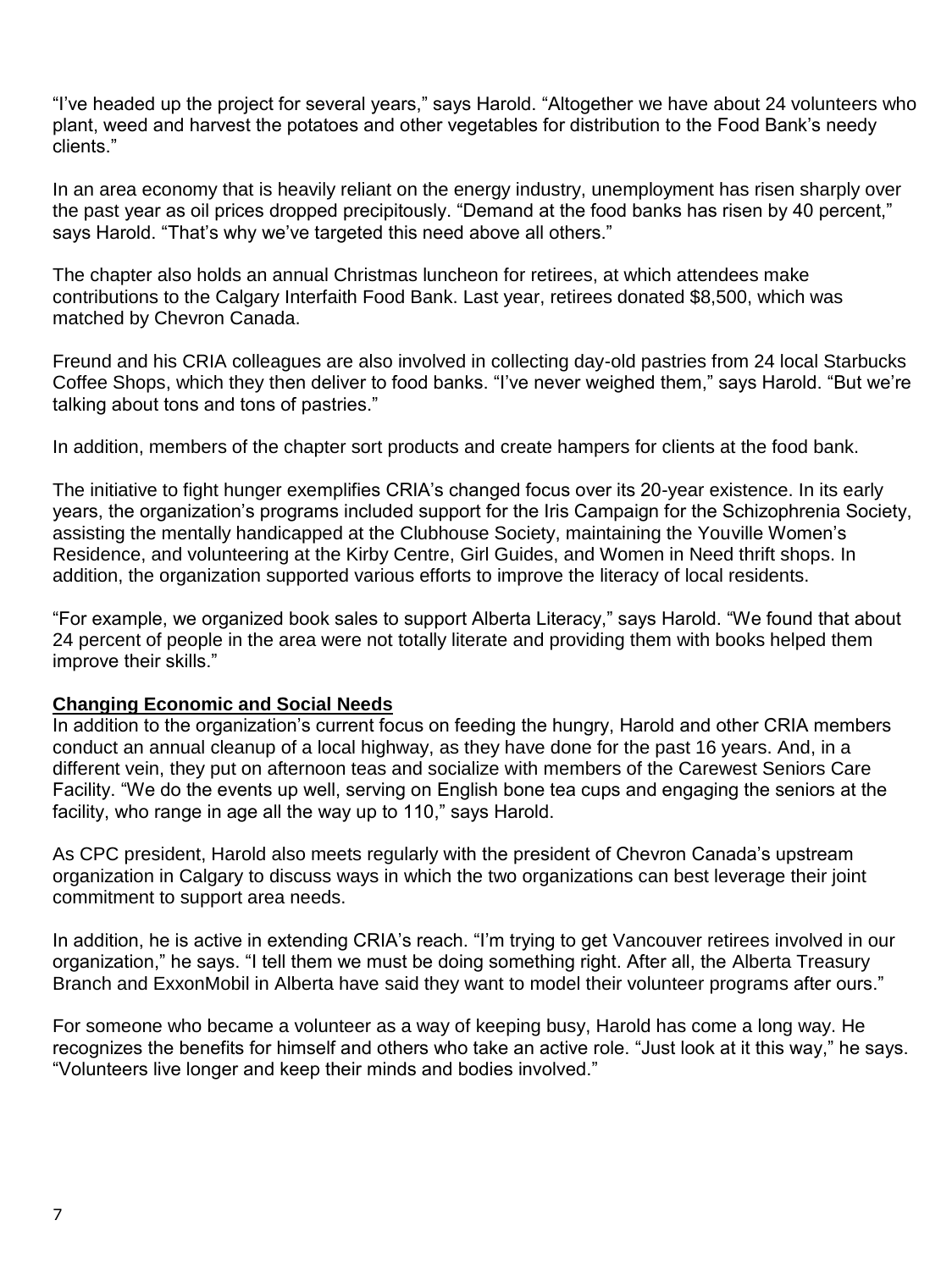"I've headed up the project for several years," says Harold. "Altogether we have about 24 volunteers who plant, weed and harvest the potatoes and other vegetables for distribution to the Food Bank's needy clients."

In an area economy that is heavily reliant on the energy industry, unemployment has risen sharply over the past year as oil prices dropped precipitously. "Demand at the food banks has risen by 40 percent," says Harold. "That's why we've targeted this need above all others."

The chapter also holds an annual Christmas luncheon for retirees, at which attendees make contributions to the Calgary Interfaith Food Bank. Last year, retirees donated $8,500, which was matched by Chevron Canada.

Freund and his CRIA colleagues are also involved in collecting day-old pastries from 24 local Starbucks Coffee Shops, which they then deliver to food banks. "I've never weighed them," says Harold. "But we're talking about tons and tons of pastries."

In addition, members of the chapter sort products and create hampers for clients at the food bank.

The initiative to fight hunger exemplifies CRIA's changed focus over its 20-year existence. In its early years, the organization's programs included support for the Iris Campaign for the Schizophrenia Society, assisting the mentally handicapped at the Clubhouse Society, maintaining the Youville Women's Residence, and volunteering at the Kirby Centre, Girl Guides, and Women in Need thrift shops. In addition, the organization supported various efforts to improve the literacy of local residents.

"For example, we organized book sales to support Alberta Literacy," says Harold. "We found that about 24 percent of people in the area were not totally literate and providing them with books helped them improve their skills."

**Changing Economic and Social Needs**

In addition to the organization's current focus on feeding the hungry, Harold and other CRIA members conduct an annual cleanup of a local highway, as they have done for the past 16 years. And, in a different vein, they put on afternoon teas and socialize with members of the Carewest Seniors Care Facility. "We do the events up well, serving on English bone tea cups and engaging the seniors at the facility, who range in age all the way up to 110," says Harold.

As CPC president, Harold also meets regularly with the president of Chevron Canada's upstream organization in Calgary to discuss ways in which the two organizations can best leverage their joint commitment to support area needs.

In addition, he is active in extending CRIA's reach. "I'm trying to get Vancouver retirees involved in our organization," he says. "I tell them we must be doing something right. After all, the Alberta Treasury Branch and ExxonMobil in Alberta have said they want to model their volunteer programs after ours."

For someone who became a volunteer as a way of keeping busy, Harold has come a long way. He recognizes the benefits for himself and others who take an active role. "Just look at it this way," he says. "Volunteers live longer and keep their minds and bodies involved."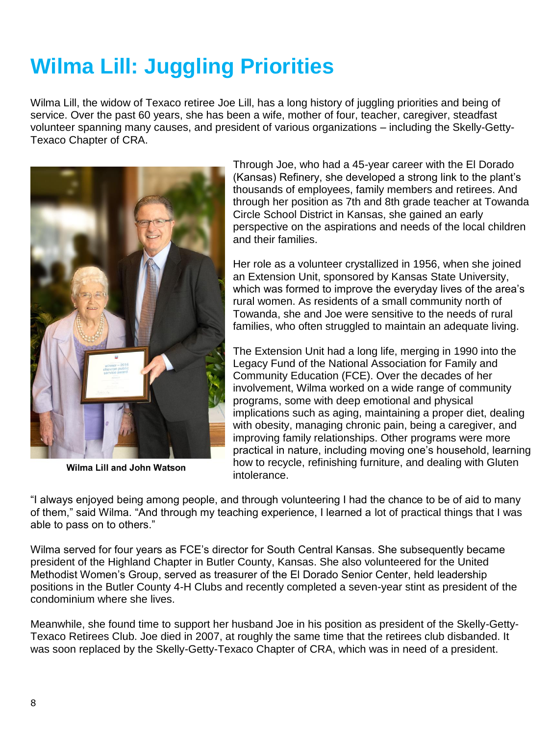# Wilma Lill: Juggling Priorities

Wilma Lill, the widow of Texaco retiree Joe Lill, has a long history of juggling priorities and being of service. Over the past 60 years, she has been a wife, mother of four, teacher, caregiver, steadfast volunteer spanning many causes, and president of various organizations – including the Skelly-Getty-Texaco Chapter of CRA.

**Wilma Lill and John Watson**

Through Joe, who had a 45-year career with the El Dorado (Kansas) Refinery, she developed a strong link to the plant's thousands of employees, family members and retirees. And through her position as 7th and 8th grade teacher at Towanda Circle School District in Kansas, she gained an early perspective on the aspirations and needs of the local children and their families.

Her role as a volunteer crystallized in 1956, when she joined an Extension Unit, sponsored by Kansas State University, which was formed to improve the everyday lives of the area's rural women. As residents of a small community north of Towanda, she and Joe were sensitive to the needs of rural families, who often struggled to maintain an adequate living.

The Extension Unit had a long life, merging in 1990 into the Legacy Fund of the National Association for Family and Community Education (FCE). Over the decades of her involvement, Wilma worked on a wide range of community programs, some with deep emotional and physical implications such as aging, maintaining a proper diet, dealing with obesity, managing chronic pain, being a caregiver, and improving family relationships. Other programs were more practical in nature, including moving one's household, learning how to recycle, refinishing furniture, and dealing with Gluten intolerance.

"I always enjoyed being among people, and through volunteering I had the chance to be of aid to many of them," said Wilma. "And through my teaching experience, I learned a lot of practical things that I was able to pass on to others."

Wilma served for four years as FCE's director for South Central Kansas. She subsequently became president of the Highland Chapter in Butler County, Kansas. She also volunteered for the United Methodist Women's Group, served as treasurer of the El Dorado Senior Center, held leadership positions in the Butler County 4-H Clubs and recently completed a seven-year stint as president of the condominium where she lives.

Meanwhile, she found time to support her husband Joe in his position as president of the Skelly-Getty-Texaco Retirees Club. Joe died in 2007, at roughly the same time that the retirees club disbanded. It was soon replaced by the Skelly-Getty-Texaco Chapter of CRA, which was in need of a president.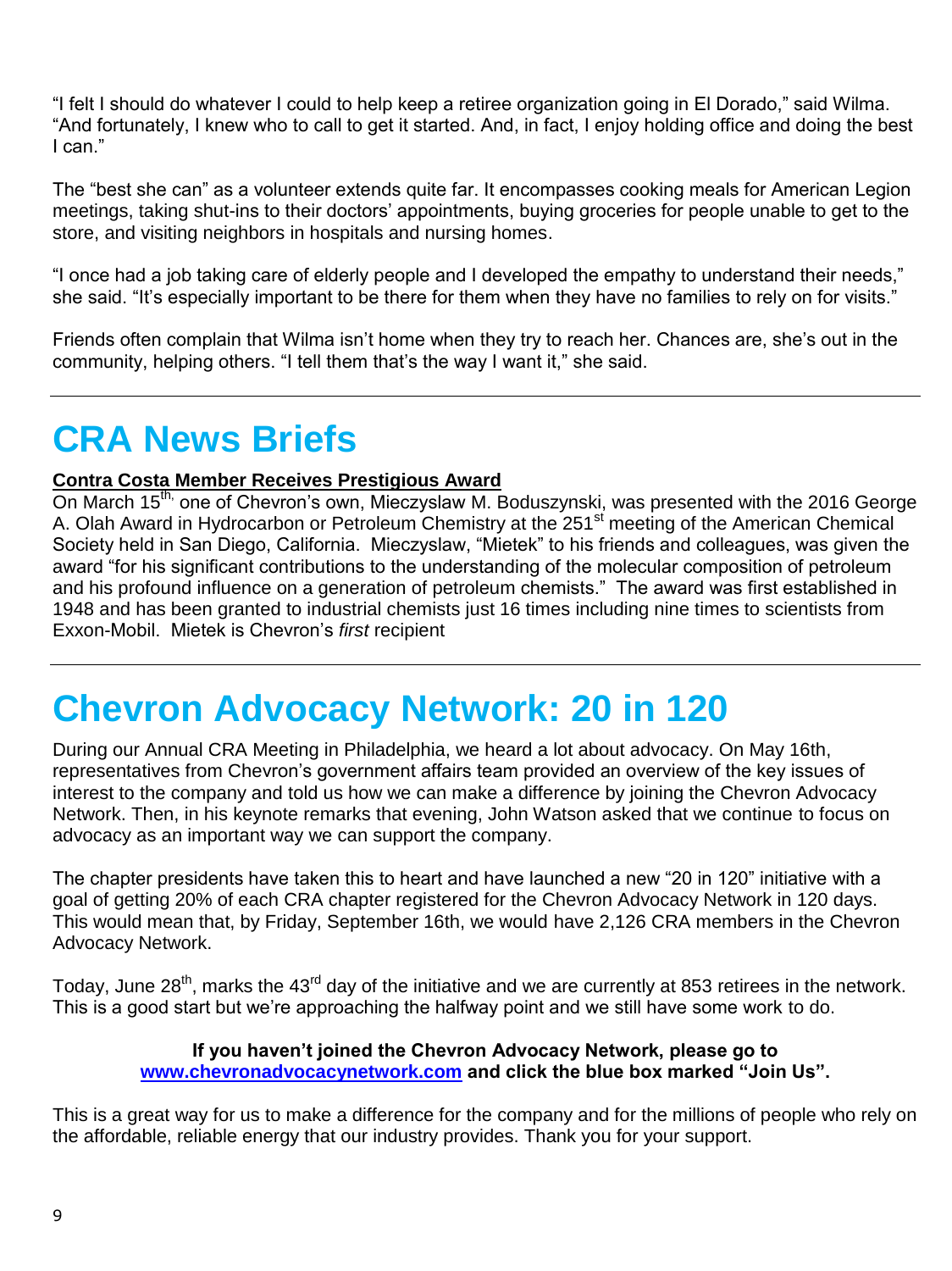"I felt I should do whatever I could to help keep a retiree organization going in El Dorado," said Wilma. "And fortunately, I knew who to call to get it started. And, in fact, I enjoy holding office and doing the best I can."

The "best she can" as a volunteer extends quite far. It encompasses cooking meals for American Legion meetings, taking shut-ins to their doctors' appointments, buying groceries for people unable to get to the store, and visiting neighbors in hospitals and nursing homes.

"I once had a job taking care of elderly people and I developed the empathy to understand their needs," she said. "It's especially important to be there for them when they have no families to rely on for visits."

Friends often complain that Wilma isn't home when they try to reach her. Chances are, she's out in the community, helping others. "I tell them that's the way I want it," she said.

---

# CRA News Briefs

**Contra Costa Member Receives Prestigious Award**

On March 15th, one of Chevron's own, Mieczyslaw M. Boduszynski, was presented with the 2016 George A. Olah Award in Hydrocarbon or Petroleum Chemistry at the 251st meeting of the American Chemical Society held in San Diego, California. Mieczyslaw, "Mietek" to his friends and colleagues, was given the award "for his significant contributions to the understanding of the molecular composition of petroleum and his profound influence on a generation of petroleum chemists." The award was first established in 1948 and has been granted to industrial chemists just 16 times including nine times to scientists from Exxon-Mobil. Mietek is Chevron's *first* recipient

---

# Chevron Advocacy Network: 20 in 120

During our Annual CRA Meeting in Philadelphia, we heard a lot about advocacy. On May 16th, representatives from Chevron's government affairs team provided an overview of the key issues of interest to the company and told us how we can make a difference by joining the Chevron Advocacy Network. Then, in his keynote remarks that evening, John Watson asked that we continue to focus on advocacy as an important way we can support the company.

The chapter presidents have taken this to heart and have launched a new "20 in 120" initiative with a goal of getting 20% of each CRA chapter registered for the Chevron Advocacy Network in 120 days. This would mean that, by Friday, September 16th, we would have 2,126 CRA members in the Chevron Advocacy Network.

Today, June 28th, marks the 43rd day of the initiative and we are currently at 853 retirees in the network. This is a good start but we're approaching the halfway point and we still have some work to do.

**If you haven't joined the Chevron Advocacy Network, please go to [www.chevronadvocacynetwork.com](http://www.chevronadvocacynetwork.com) and click the blue box marked "Join Us".**

This is a great way for us to make a difference for the company and for the millions of people who rely on the affordable, reliable energy that our industry provides. Thank you for your support.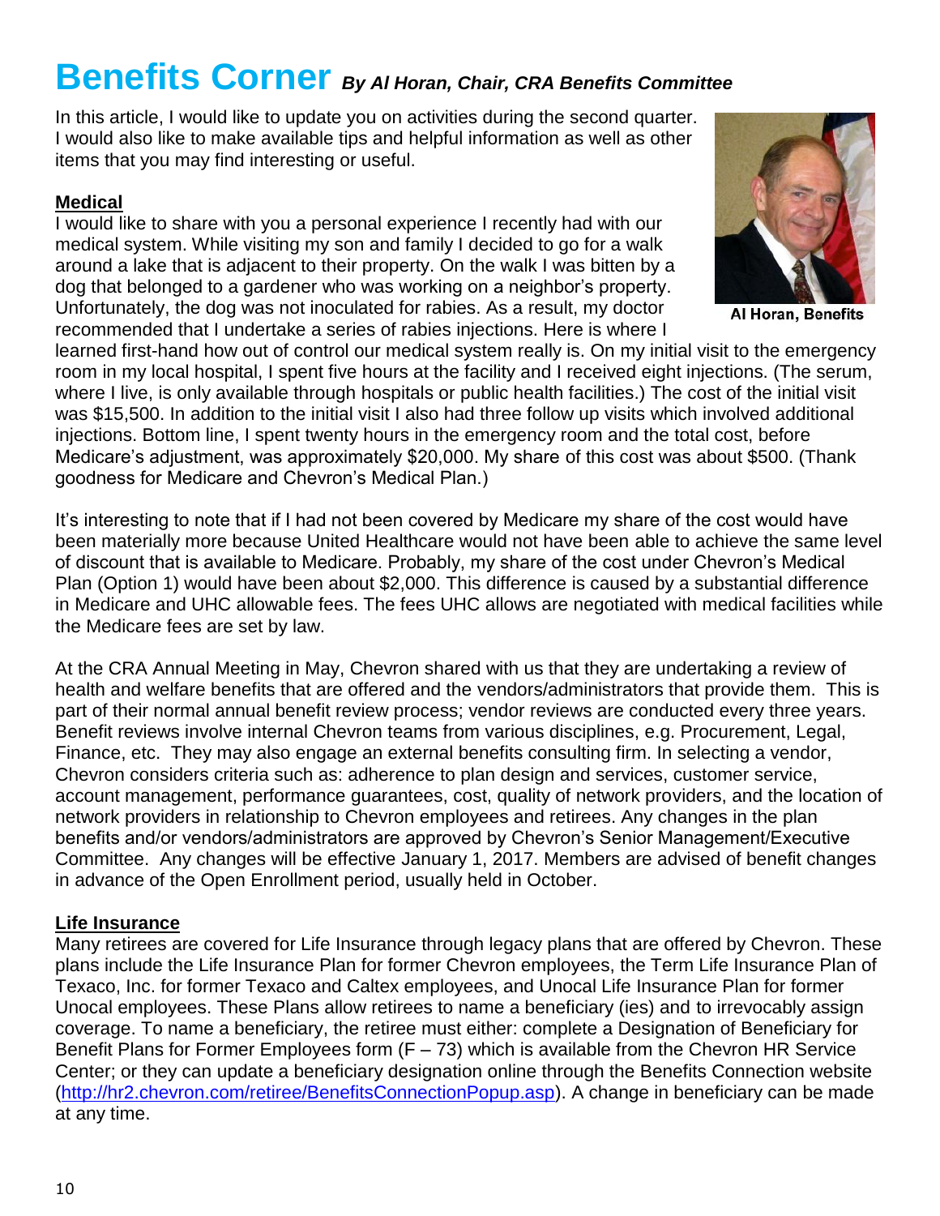# Benefits Corner *By Al Horan, Chair, CRA Benefits Committee*

In this article, I would like to update you on activities during the second quarter. I would also like to make available tips and helpful information as well as other items that you may find interesting or useful.

Al Horan, Benefits

## Medical

I would like to share with you a personal experience I recently had with our medical system. While visiting my son and family I decided to go for a walk around a lake that is adjacent to their property. On the walk I was bitten by a dog that belonged to a gardener who was working on a neighbor's property. Unfortunately, the dog was not inoculated for rabies. As a result, my doctor recommended that I undertake a series of rabies injections. Here is where I learned first-hand how out of control our medical system really is. On my initial visit to the emergency room in my local hospital, I spent five hours at the facility and I received eight injections. (The serum, where I live, is only available through hospitals or public health facilities.) The cost of the initial visit was $15,500. In addition to the initial visit I also had three follow up visits which involved additional injections. Bottom line, I spent twenty hours in the emergency room and the total cost, before Medicare's adjustment, was approximately $20,000. My share of this cost was about $500. (Thank goodness for Medicare and Chevron's Medical Plan.)

It's interesting to note that if I had not been covered by Medicare my share of the cost would have been materially more because United Healthcare would not have been able to achieve the same level of discount that is available to Medicare. Probably, my share of the cost under Chevron's Medical Plan (Option 1) would have been about $2,000. This difference is caused by a substantial difference in Medicare and UHC allowable fees. The fees UHC allows are negotiated with medical facilities while the Medicare fees are set by law.

At the CRA Annual Meeting in May, Chevron shared with us that they are undertaking a review of health and welfare benefits that are offered and the vendors/administrators that provide them. This is part of their normal annual benefit review process; vendor reviews are conducted every three years. Benefit reviews involve internal Chevron teams from various disciplines, e.g. Procurement, Legal, Finance, etc. They may also engage an external benefits consulting firm. In selecting a vendor, Chevron considers criteria such as: adherence to plan design and services, customer service, account management, performance guarantees, cost, quality of network providers, and the location of network providers in relationship to Chevron employees and retirees. Any changes in the plan benefits and/or vendors/administrators are approved by Chevron's Senior Management/Executive Committee. Any changes will be effective January 1, 2017. Members are advised of benefit changes in advance of the Open Enrollment period, usually held in October.

## Life Insurance

Many retirees are covered for Life Insurance through legacy plans that are offered by Chevron. These plans include the Life Insurance Plan for former Chevron employees, the Term Life Insurance Plan of Texaco, Inc. for former Texaco and Caltex employees, and Unocal Life Insurance Plan for former Unocal employees. These Plans allow retirees to name a beneficiary (ies) and to irrevocably assign coverage. To name a beneficiary, the retiree must either: complete a Designation of Beneficiary for Benefit Plans for Former Employees form (F – 73) which is available from the Chevron HR Service Center; or they can update a beneficiary designation online through the Benefits Connection website (http://hr2.chevron.com/retiree/BenefitsConnectionPopup.asp). A change in beneficiary can be made at any time.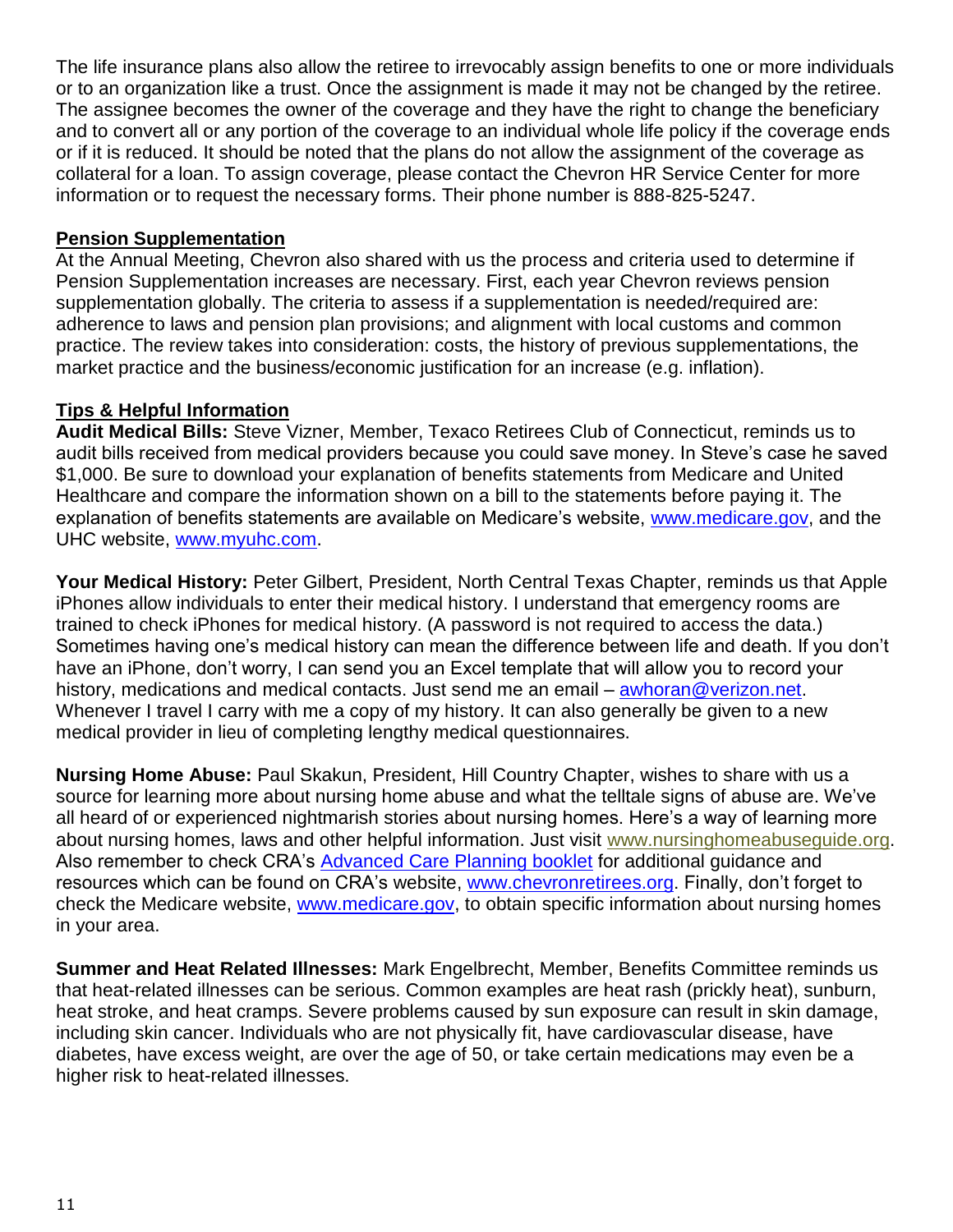The life insurance plans also allow the retiree to irrevocably assign benefits to one or more individuals or to an organization like a trust. Once the assignment is made it may not be changed by the retiree. The assignee becomes the owner of the coverage and they have the right to change the beneficiary and to convert all or any portion of the coverage to an individual whole life policy if the coverage ends or if it is reduced. It should be noted that the plans do not allow the assignment of the coverage as collateral for a loan. To assign coverage, please contact the Chevron HR Service Center for more information or to request the necessary forms. Their phone number is 888-825-5247.

## Pension Supplementation

At the Annual Meeting, Chevron also shared with us the process and criteria used to determine if Pension Supplementation increases are necessary. First, each year Chevron reviews pension supplementation globally. The criteria to assess if a supplementation is needed/required are: adherence to laws and pension plan provisions; and alignment with local customs and common practice. The review takes into consideration: costs, the history of previous supplementations, the market practice and the business/economic justification for an increase (e.g. inflation).

## Tips & Helpful Information

**Audit Medical Bills:** Steve Vizner, Member, Texaco Retirees Club of Connecticut, reminds us to audit bills received from medical providers because you could save money. In Steve's case he saved $1,000. Be sure to download your explanation of benefits statements from Medicare and United Healthcare and compare the information shown on a bill to the statements before paying it. The explanation of benefits statements are available on Medicare's website, www.medicare.gov, and the UHC website, www.myuhc.com.

**Your Medical History:** Peter Gilbert, President, North Central Texas Chapter, reminds us that Apple iPhones allow individuals to enter their medical history. I understand that emergency rooms are trained to check iPhones for medical history. (A password is not required to access the data.) Sometimes having one's medical history can mean the difference between life and death. If you don't have an iPhone, don't worry, I can send you an Excel template that will allow you to record your history, medications and medical contacts. Just send me an email – awhoran@verizon.net. Whenever I travel I carry with me a copy of my history. It can also generally be given to a new medical provider in lieu of completing lengthy medical questionnaires.

**Nursing Home Abuse:** Paul Skakun, President, Hill Country Chapter, wishes to share with us a source for learning more about nursing home abuse and what the telltale signs of abuse are. We've all heard of or experienced nightmarish stories about nursing homes. Here's a way of learning more about nursing homes, laws and other helpful information. Just visit www.nursinghomeabuseguide.org. Also remember to check CRA's Advanced Care Planning booklet for additional guidance and resources which can be found on CRA's website, www.chevronretirees.org. Finally, don't forget to check the Medicare website, www.medicare.gov, to obtain specific information about nursing homes in your area.

**Summer and Heat Related Illnesses:** Mark Engelbrecht, Member, Benefits Committee reminds us that heat-related illnesses can be serious. Common examples are heat rash (prickly heat), sunburn, heat stroke, and heat cramps. Severe problems caused by sun exposure can result in skin damage, including skin cancer. Individuals who are not physically fit, have cardiovascular disease, have diabetes, have excess weight, are over the age of 50, or take certain medications may even be a higher risk to heat-related illnesses.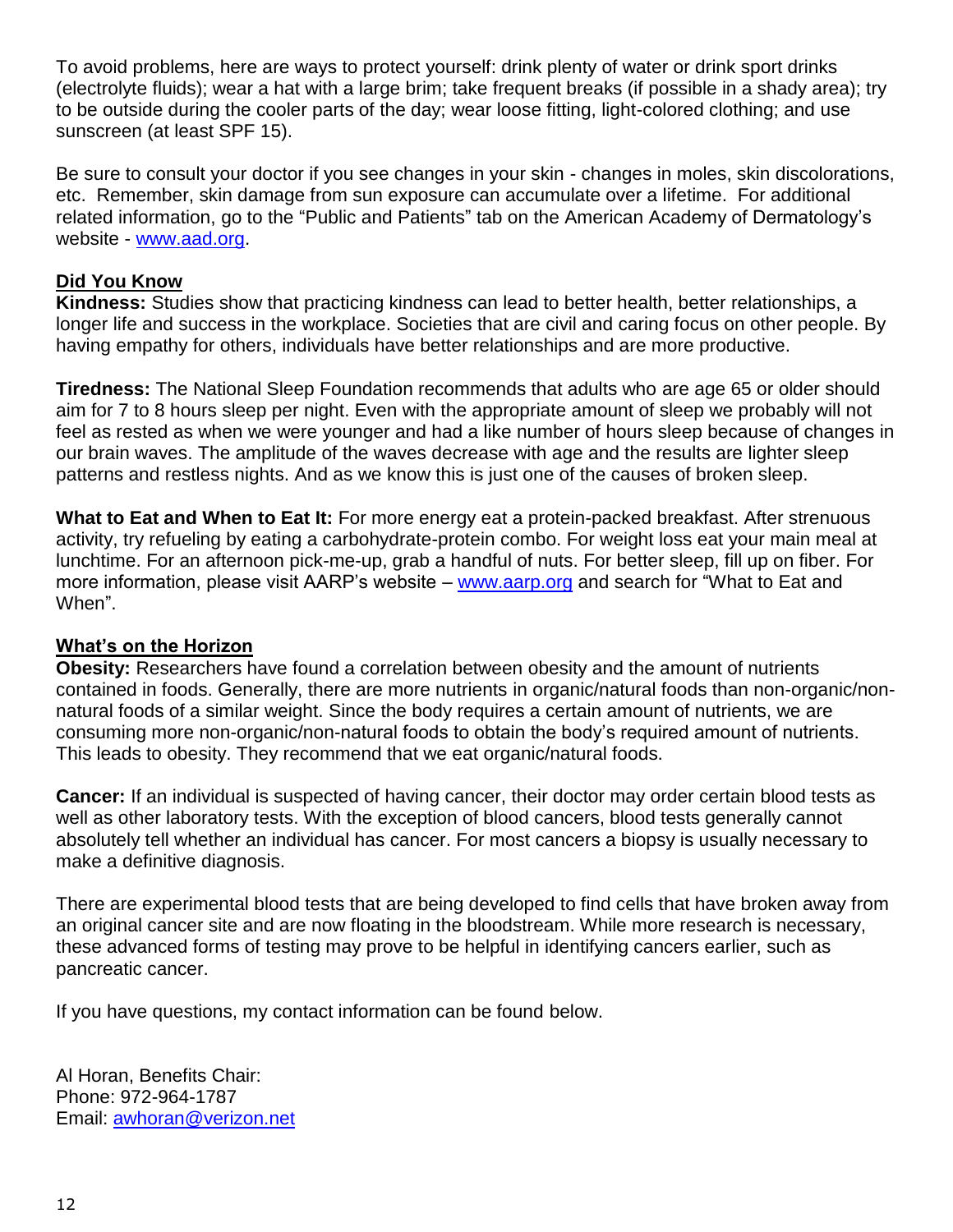To avoid problems, here are ways to protect yourself: drink plenty of water or drink sport drinks (electrolyte fluids); wear a hat with a large brim; take frequent breaks (if possible in a shady area); try to be outside during the cooler parts of the day; wear loose fitting, light-colored clothing; and use sunscreen (at least SPF 15).

Be sure to consult your doctor if you see changes in your skin - changes in moles, skin discolorations, etc. Remember, skin damage from sun exposure can accumulate over a lifetime. For additional related information, go to the "Public and Patients" tab on the American Academy of Dermatology's website - [www.aad.org](http://www.aad.org).

## Did You Know

**Kindness:** Studies show that practicing kindness can lead to better health, better relationships, a longer life and success in the workplace. Societies that are civil and caring focus on other people. By having empathy for others, individuals have better relationships and are more productive.

**Tiredness:** The National Sleep Foundation recommends that adults who are age 65 or older should aim for 7 to 8 hours sleep per night. Even with the appropriate amount of sleep we probably will not feel as rested as when we were younger and had a like number of hours sleep because of changes in our brain waves. The amplitude of the waves decrease with age and the results are lighter sleep patterns and restless nights. And as we know this is just one of the causes of broken sleep.

**What to Eat and When to Eat It:** For more energy eat a protein-packed breakfast. After strenuous activity, try refueling by eating a carbohydrate-protein combo. For weight loss eat your main meal at lunchtime. For an afternoon pick-me-up, grab a handful of nuts. For better sleep, fill up on fiber. For more information, please visit AARP's website – [www.aarp.org](http://www.aarp.org) and search for "What to Eat and When".

## What's on the Horizon

**Obesity:** Researchers have found a correlation between obesity and the amount of nutrients contained in foods. Generally, there are more nutrients in organic/natural foods than non-organic/non-natural foods of a similar weight. Since the body requires a certain amount of nutrients, we are consuming more non-organic/non-natural foods to obtain the body's required amount of nutrients. This leads to obesity. They recommend that we eat organic/natural foods.

**Cancer:** If an individual is suspected of having cancer, their doctor may order certain blood tests as well as other laboratory tests. With the exception of blood cancers, blood tests generally cannot absolutely tell whether an individual has cancer. For most cancers a biopsy is usually necessary to make a definitive diagnosis.

There are experimental blood tests that are being developed to find cells that have broken away from an original cancer site and are now floating in the bloodstream. While more research is necessary, these advanced forms of testing may prove to be helpful in identifying cancers earlier, such as pancreatic cancer.

If you have questions, my contact information can be found below.

Al Horan, Benefits Chair:
Phone: 972-964-1787
Email: [awhoran@verizon.net](mailto:awhoran@verizon.net)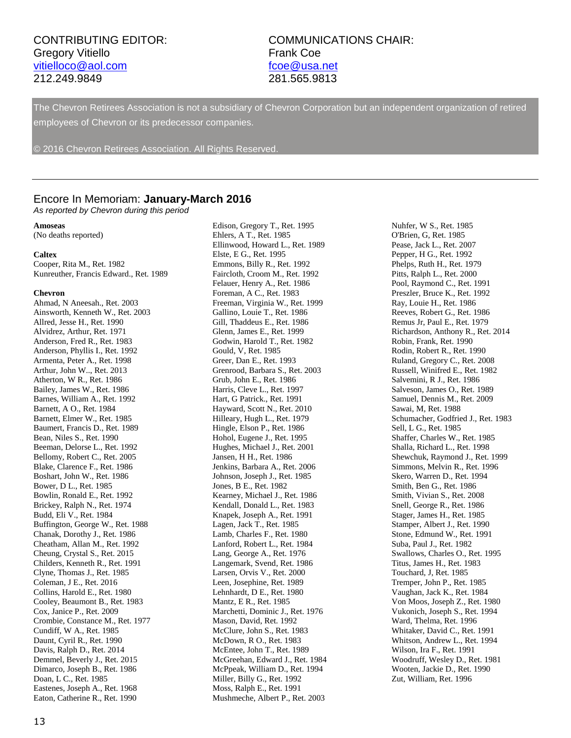CONTRIBUTING EDITOR:
Gregory Vitiello
vitielloco@aol.com
212.249.9849

COMMUNICATIONS CHAIR:
Frank Coe
fcoe@usa.net
281.565.9813

The Chevron Retirees Association is not a subsidiary of Chevron Corporation but an independent organization of retired employees of Chevron or its predecessor companies.

© 2016 Chevron Retirees Association. All Rights Reserved.

---

## Encore In Memoriam: **January-March 2016**

*As reported by Chevron during this period*

**Amoseas**
(No deaths reported)

**Caltex**
Cooper, Rita M., Ret. 1982
Kunreuther, Francis Edward., Ret. 1989

**Chevron**
Ahmad, N Aneesah., Ret. 2003
Ainsworth, Kenneth W., Ret. 2003
Allred, Jesse H., Ret. 1990
Alvidrez, Arthur, Ret. 1971
Anderson, Fred R., Ret. 1983
Anderson, Phyllis I., Ret. 1992
Armenta, Peter A., Ret. 1998
Arthur, John W.., Ret. 2013
Atherton, W R., Ret. 1986
Bailey, James W., Ret. 1986
Barnes, William A., Ret. 1992
Barnett, A O., Ret. 1984
Barnett, Elmer W., Ret. 1985
Baumert, Francis D., Ret. 1989
Bean, Niles S., Ret. 1990
Beeman, Delorse L., Ret. 1992
Bellomy, Robert C., Ret. 2005
Blake, Clarence F., Ret. 1986
Boshart, John W., Ret. 1986
Bower, D L., Ret. 1985
Bowlin, Ronald E., Ret. 1992
Brickey, Ralph N., Ret. 1974
Budd, Eli V., Ret. 1984
Buffington, George W., Ret. 1988
Chanak, Dorothy J., Ret. 1986
Cheatham, Allan M., Ret. 1992
Cheung, Crystal S., Ret. 2015
Childers, Kenneth R., Ret. 1991
Clyne, Thomas J., Ret. 1985
Coleman, J E., Ret. 2016
Collins, Harold E., Ret. 1980
Cooley, Beaumont B., Ret. 1983
Cox, Janice P., Ret. 2009
Crombie, Constance M., Ret. 1977
Cundiff, W A., Ret. 1985
Daunt, Cyril R., Ret. 1990
Davis, Ralph D., Ret. 2014
Demmel, Beverly J., Ret. 2015
Dimarco, Joseph B., Ret. 1986
Doan, L C., Ret. 1985
Eastenes, Joseph A., Ret. 1968
Eaton, Catherine R., Ret. 1990
Edison, Gregory T., Ret. 1995
Ehlers, A T., Ret. 1985
Ellinwood, Howard L., Ret. 1989
Elste, E G., Ret. 1995
Emmons, Billy R., Ret. 1992
Faircloth, Croom M., Ret. 1992
Felauer, Henry A., Ret. 1986
Foreman, A C., Ret. 1983
Freeman, Virginia W., Ret. 1999
Gallino, Louie T., Ret. 1986
Gill, Thaddeus E., Ret. 1986
Glenn, James E., Ret. 1999
Godwin, Harold T., Ret. 1982
Gould, V, Ret. 1985
Greer, Dan E., Ret. 1993
Grenrood, Barbara S., Ret. 2003
Grub, John E., Ret. 1986
Harris, Cleve L., Ret. 1997
Hart, G Patrick., Ret. 1991
Hayward, Scott N., Ret. 2010
Hilleary, Hugh L., Ret. 1979
Hingle, Elson P., Ret. 1986
Hohol, Eugene J., Ret. 1995
Hughes, Michael J., Ret. 2001
Jansen, H H., Ret. 1986
Jenkins, Barbara A., Ret. 2006
Johnson, Joseph J., Ret. 1985
Jones, B E., Ret. 1982
Kearney, Michael J., Ret. 1986
Kendall, Donald L., Ret. 1983
Knapek, Joseph A., Ret. 1991
Lagen, Jack T., Ret. 1985
Lamb, Charles F., Ret. 1980
Lanford, Robert L., Ret. 1984
Lang, George A., Ret. 1976
Langemark, Svend, Ret. 1986
Larsen, Orvis V., Ret. 2000
Leen, Josephine, Ret. 1989
Lehnhardt, D E., Ret. 1980
Mantz, E R., Ret. 1985
Marchetti, Dominic J., Ret. 1976
Mason, David, Ret. 1992
McClure, John S., Ret. 1983
McDown, R O., Ret. 1983
McEntee, John T., Ret. 1989
McGreehan, Edward J., Ret. 1984
McPpeak, William D., Ret. 1994
Miller, Billy G., Ret. 1992
Moss, Ralph E., Ret. 1991
Mushmeche, Albert P., Ret. 2003
Nuhfer, W S., Ret. 1985
O'Brien, G, Ret. 1985
Pease, Jack L., Ret. 2007
Pepper, H G., Ret. 1992
Phelps, Ruth H., Ret. 1979
Pitts, Ralph L., Ret. 2000
Pool, Raymond C., Ret. 1991
Preszler, Bruce K., Ret. 1992
Ray, Louie H., Ret. 1986
Reeves, Robert G., Ret. 1986
Remus Jr, Paul E., Ret. 1979
Richardson, Anthony R., Ret. 2014
Robin, Frank, Ret. 1990
Rodin, Robert R., Ret. 1990
Ruland, Gregory C., Ret. 2008
Russell, Winifred E., Ret. 1982
Salvemini, R J., Ret. 1986
Salveson, James O., Ret. 1989
Samuel, Dennis M., Ret. 2009
Sawai, M, Ret. 1988
Schumacher, Godfried J., Ret. 1983
Sell, L G., Ret. 1985
Shaffer, Charles W., Ret. 1985
Shalla, Richard L., Ret. 1998
Shewchuk, Raymond J., Ret. 1999
Simmons, Melvin R., Ret. 1996
Skero, Warren D., Ret. 1994
Smith, Ben G., Ret. 1986
Smith, Vivian S., Ret. 2008
Snell, George R., Ret. 1986
Stager, James H., Ret. 1985
Stamper, Albert J., Ret. 1990
Stone, Edmund W., Ret. 1991
Suba, Paul J., Ret. 1982
Swallows, Charles O., Ret. 1995
Titus, James H., Ret. 1983
Touchard, J, Ret. 1985
Tremper, John P., Ret. 1985
Vaughan, Jack K., Ret. 1984
Von Moos, Joseph Z., Ret. 1980
Vukonich, Joseph S., Ret. 1994
Ward, Thelma, Ret. 1996
Whitaker, David C., Ret. 1991
Whitson, Andrew L., Ret. 1994
Wilson, Ira F., Ret. 1991
Woodruff, Wesley D., Ret. 1981
Wooten, Jackie D., Ret. 1990
Zut, William, Ret. 1996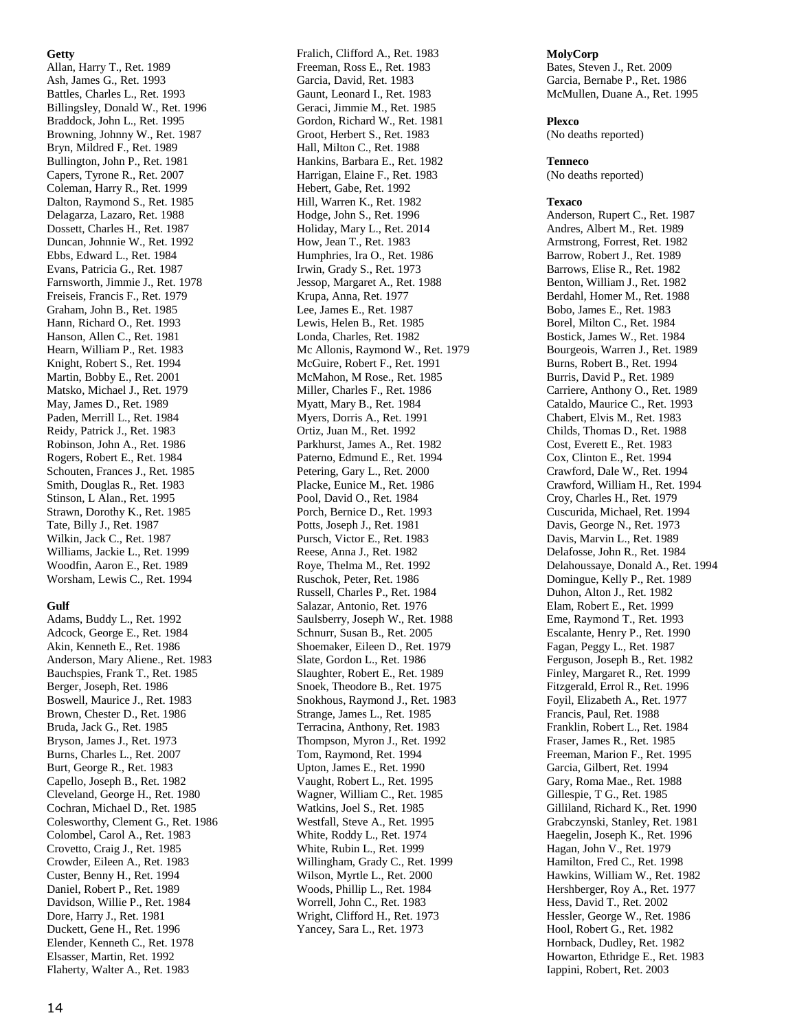**Getty**

Allan, Harry T., Ret. 1989
Ash, James G., Ret. 1993
Battles, Charles L., Ret. 1993
Billingsley, Donald W., Ret. 1996
Braddock, John L., Ret. 1995
Browning, Johnny W., Ret. 1987
Bryn, Mildred F., Ret. 1989
Bullington, John P., Ret. 1981
Capers, Tyrone R., Ret. 2007
Coleman, Harry R., Ret. 1999
Dalton, Raymond S., Ret. 1985
Delagarza, Lazaro, Ret. 1988
Dossett, Charles H., Ret. 1987
Duncan, Johnnie W., Ret. 1992
Ebbs, Edward L., Ret. 1984
Evans, Patricia G., Ret. 1987
Farnsworth, Jimmie J., Ret. 1978
Freiseis, Francis F., Ret. 1979
Graham, John B., Ret. 1985
Hann, Richard O., Ret. 1993
Hanson, Allen C., Ret. 1981
Hearn, William P., Ret. 1983
Knight, Robert S., Ret. 1994
Martin, Bobby E., Ret. 2001
Matsko, Michael J., Ret. 1979
May, James D., Ret. 1989
Paden, Merrill L., Ret. 1984
Reidy, Patrick J., Ret. 1983
Robinson, John A., Ret. 1986
Rogers, Robert E., Ret. 1984
Schouten, Frances J., Ret. 1985
Smith, Douglas R., Ret. 1983
Stinson, L Alan., Ret. 1995
Strawn, Dorothy K., Ret. 1985
Tate, Billy J., Ret. 1987
Wilkin, Jack C., Ret. 1987
Williams, Jackie L., Ret. 1999
Woodfin, Aaron E., Ret. 1989
Worsham, Lewis C., Ret. 1994

**Gulf**

Adams, Buddy L., Ret. 1992
Adcock, George E., Ret. 1984
Akin, Kenneth E., Ret. 1986
Anderson, Mary Aliene., Ret. 1983
Bauchspies, Frank T., Ret. 1985
Berger, Joseph, Ret. 1986
Boswell, Maurice J., Ret. 1983
Brown, Chester D., Ret. 1986
Bruda, Jack G., Ret. 1985
Bryson, James J., Ret. 1973
Burns, Charles L., Ret. 2007
Burt, George R., Ret. 1983
Capello, Joseph B., Ret. 1982
Cleveland, George H., Ret. 1980
Cochran, Michael D., Ret. 1985
Colesworthy, Clement G., Ret. 1986
Colombel, Carol A., Ret. 1983
Crovetto, Craig J., Ret. 1985
Crowder, Eileen A., Ret. 1983
Custer, Benny H., Ret. 1994
Daniel, Robert P., Ret. 1989
Davidson, Willie P., Ret. 1984
Dore, Harry J., Ret. 1981
Duckett, Gene H., Ret. 1996
Elender, Kenneth C., Ret. 1978
Elsasser, Martin, Ret. 1992
Flaherty, Walter A., Ret. 1983
Fralich, Clifford A., Ret. 1983
Freeman, Ross E., Ret. 1983
Garcia, David, Ret. 1983
Gaunt, Leonard I., Ret. 1983
Geraci, Jimmie M., Ret. 1985
Gordon, Richard W., Ret. 1981
Groot, Herbert S., Ret. 1983
Hall, Milton C., Ret. 1988
Hankins, Barbara E., Ret. 1982
Harrigan, Elaine F., Ret. 1983
Hebert, Gabe, Ret. 1992
Hill, Warren K., Ret. 1982
Hodge, John S., Ret. 1996
Holiday, Mary L., Ret. 2014
How, Jean T., Ret. 1983
Humphries, Ira O., Ret. 1986
Irwin, Grady S., Ret. 1973
Jessop, Margaret A., Ret. 1988
Krupa, Anna, Ret. 1977
Lee, James E., Ret. 1987
Lewis, Helen B., Ret. 1985
Londa, Charles, Ret. 1982
Mc Allonis, Raymond W., Ret. 1979
McGuire, Robert F., Ret. 1991
McMahon, M Rose., Ret. 1985
Miller, Charles F., Ret. 1986
Myatt, Mary B., Ret. 1984
Myers, Dorris A., Ret. 1991
Ortiz, Juan M., Ret. 1992
Parkhurst, James A., Ret. 1982
Paterno, Edmund E., Ret. 1994
Petering, Gary L., Ret. 2000
Placke, Eunice M., Ret. 1986
Pool, David O., Ret. 1984
Porch, Bernice D., Ret. 1993
Potts, Joseph J., Ret. 1981
Pursch, Victor E., Ret. 1983
Reese, Anna J., Ret. 1982
Roye, Thelma M., Ret. 1992
Ruschok, Peter, Ret. 1986
Russell, Charles P., Ret. 1984
Salazar, Antonio, Ret. 1976
Saulsberry, Joseph W., Ret. 1988
Schnurr, Susan B., Ret. 2005
Shoemaker, Eileen D., Ret. 1979
Slate, Gordon L., Ret. 1986
Slaughter, Robert E., Ret. 1989
Snoek, Theodore B., Ret. 1975
Snokhous, Raymond J., Ret. 1983
Strange, James L., Ret. 1985
Terracina, Anthony, Ret. 1983
Thompson, Myron J., Ret. 1992
Tom, Raymond, Ret. 1994
Upton, James E., Ret. 1990
Vaught, Robert L., Ret. 1995
Wagner, William C., Ret. 1985
Watkins, Joel S., Ret. 1985
Westfall, Steve A., Ret. 1995
White, Roddy L., Ret. 1974
White, Rubin L., Ret. 1999
Willingham, Grady C., Ret. 1999
Wilson, Myrtle L., Ret. 2000
Woods, Phillip L., Ret. 1984
Worrell, John C., Ret. 1983
Wright, Clifford H., Ret. 1973
Yancey, Sara L., Ret. 1973

**MolyCorp**

Bates, Steven J., Ret. 2009
Garcia, Bernabe P., Ret. 1986
McMullen, Duane A., Ret. 1995

**Plexco**

(No deaths reported)

**Tenneco**

(No deaths reported)

**Texaco**

Anderson, Rupert C., Ret. 1987
Andres, Albert M., Ret. 1989
Armstrong, Forrest, Ret. 1982
Barrow, Robert J., Ret. 1989
Barrows, Elise R., Ret. 1982
Benton, William J., Ret. 1982
Berdahl, Homer M., Ret. 1988
Bobo, James E., Ret. 1983
Borel, Milton C., Ret. 1984
Bostick, James W., Ret. 1984
Bourgeois, Warren J., Ret. 1989
Burns, Robert B., Ret. 1994
Burris, David P., Ret. 1989
Carriere, Anthony O., Ret. 1989
Cataldo, Maurice C., Ret. 1993
Chabert, Elvis M., Ret. 1983
Childs, Thomas D., Ret. 1988
Cost, Everett E., Ret. 1983
Cox, Clinton E., Ret. 1994
Crawford, Dale W., Ret. 1994
Crawford, William H., Ret. 1994
Croy, Charles H., Ret. 1979
Cuscurida, Michael, Ret. 1994
Davis, George N., Ret. 1973
Davis, Marvin L., Ret. 1989
Delafosse, John R., Ret. 1984
Delahoussaye, Donald A., Ret. 1994
Domingue, Kelly P., Ret. 1989
Duhon, Alton J., Ret. 1982
Elam, Robert E., Ret. 1999
Eme, Raymond T., Ret. 1993
Escalante, Henry P., Ret. 1990
Fagan, Peggy L., Ret. 1987
Ferguson, Joseph B., Ret. 1982
Finley, Margaret R., Ret. 1999
Fitzgerald, Errol R., Ret. 1996
Foyil, Elizabeth A., Ret. 1977
Francis, Paul, Ret. 1988
Franklin, Robert L., Ret. 1984
Fraser, James R., Ret. 1985
Freeman, Marion F., Ret. 1995
Garcia, Gilbert, Ret. 1994
Gary, Roma Mae., Ret. 1988
Gillespie, T G., Ret. 1985
Gilliland, Richard K., Ret. 1990
Grabczynski, Stanley, Ret. 1981
Haegelin, Joseph K., Ret. 1996
Hagan, John V., Ret. 1979
Hamilton, Fred C., Ret. 1998
Hawkins, William W., Ret. 1982
Hershberger, Roy A., Ret. 1977
Hess, David T., Ret. 2002
Hessler, George W., Ret. 1986
Hool, Robert G., Ret. 1982
Hornback, Dudley, Ret. 1982
Howarton, Ethridge E., Ret. 1983
Iappini, Robert, Ret. 2003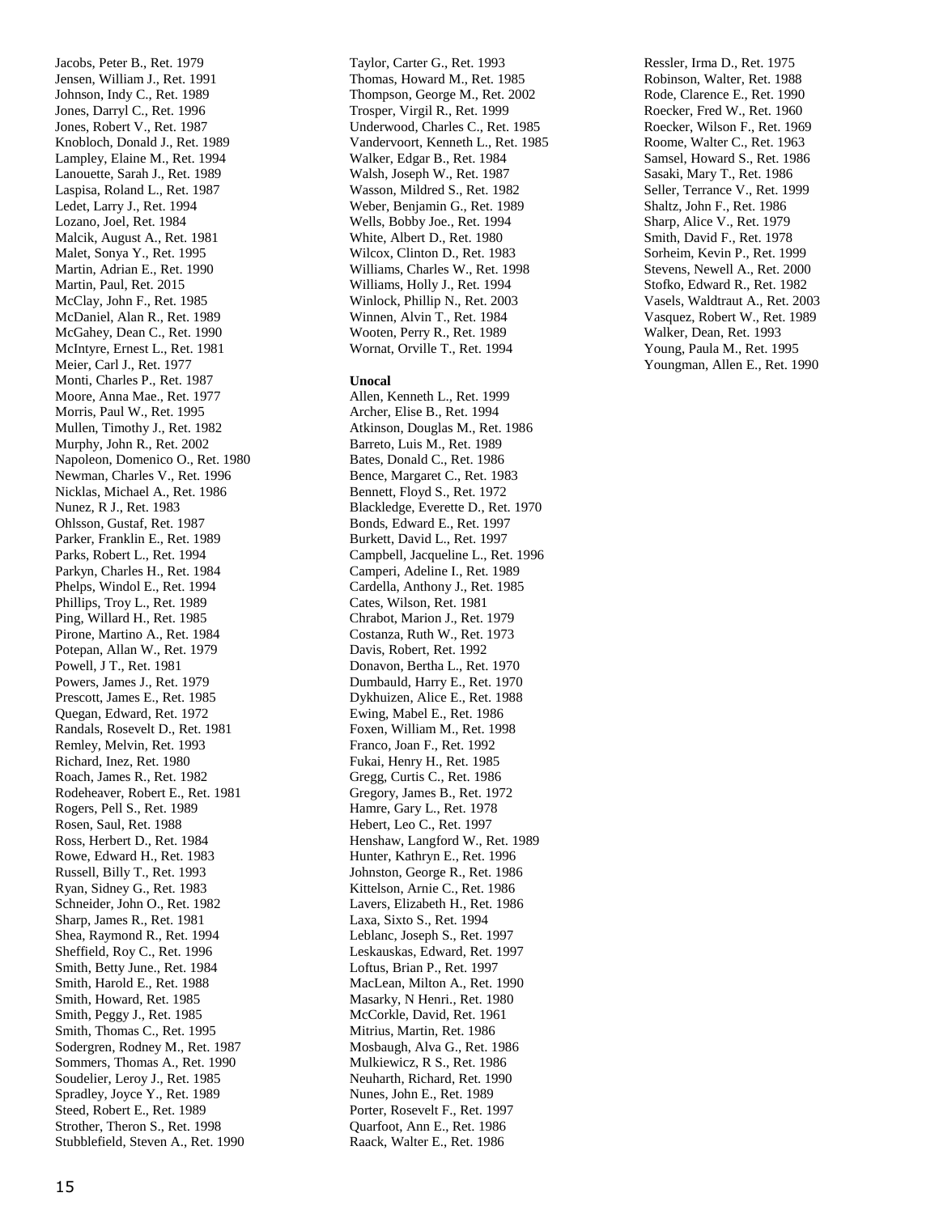Jacobs, Peter B., Ret. 1979
Jensen, William J., Ret. 1991
Johnson, Indy C., Ret. 1989
Jones, Darryl C., Ret. 1996
Jones, Robert V., Ret. 1987
Knobloch, Donald J., Ret. 1989
Lampley, Elaine M., Ret. 1994
Lanouette, Sarah J., Ret. 1989
Laspisa, Roland L., Ret. 1987
Ledet, Larry J., Ret. 1994
Lozano, Joel, Ret. 1984
Malcik, August A., Ret. 1981
Malet, Sonya Y., Ret. 1995
Martin, Adrian E., Ret. 1990
Martin, Paul, Ret. 2015
McClay, John F., Ret. 1985
McDaniel, Alan R., Ret. 1989
McGahey, Dean C., Ret. 1990
McIntyre, Ernest L., Ret. 1981
Meier, Carl J., Ret. 1977
Monti, Charles P., Ret. 1987
Moore, Anna Mae., Ret. 1977
Morris, Paul W., Ret. 1995
Mullen, Timothy J., Ret. 1982
Murphy, John R., Ret. 2002
Napoleon, Domenico O., Ret. 1980
Newman, Charles V., Ret. 1996
Nicklas, Michael A., Ret. 1986
Nunez, R J., Ret. 1983
Ohlsson, Gustaf, Ret. 1987
Parker, Franklin E., Ret. 1989
Parks, Robert L., Ret. 1994
Parkyn, Charles H., Ret. 1984
Phelps, Windol E., Ret. 1994
Phillips, Troy L., Ret. 1989
Ping, Willard H., Ret. 1985
Pirone, Martino A., Ret. 1984
Potepan, Allan W., Ret. 1979
Powell, J T., Ret. 1981
Powers, James J., Ret. 1979
Prescott, James E., Ret. 1985
Quegan, Edward, Ret. 1972
Randals, Rosevelt D., Ret. 1981
Remley, Melvin, Ret. 1993
Richard, Inez, Ret. 1980
Roach, James R., Ret. 1982
Rodeheaver, Robert E., Ret. 1981
Rogers, Pell S., Ret. 1989
Rosen, Saul, Ret. 1988
Ross, Herbert D., Ret. 1984
Rowe, Edward H., Ret. 1983
Russell, Billy T., Ret. 1993
Ryan, Sidney G., Ret. 1983
Schneider, John O., Ret. 1982
Sharp, James R., Ret. 1981
Shea, Raymond R., Ret. 1994
Sheffield, Roy C., Ret. 1996
Smith, Betty June., Ret. 1984
Smith, Harold E., Ret. 1988
Smith, Howard, Ret. 1985
Smith, Peggy J., Ret. 1985
Smith, Thomas C., Ret. 1995
Sodergren, Rodney M., Ret. 1987
Sommers, Thomas A., Ret. 1990
Soudelier, Leroy J., Ret. 1985
Spradley, Joyce Y., Ret. 1989
Steed, Robert E., Ret. 1989
Strother, Theron S., Ret. 1998
Stubblefield, Steven A., Ret. 1990
Taylor, Carter G., Ret. 1993
Thomas, Howard M., Ret. 1985
Thompson, George M., Ret. 2002
Trosper, Virgil R., Ret. 1999
Underwood, Charles C., Ret. 1985
Vandervoort, Kenneth L., Ret. 1985
Walker, Edgar B., Ret. 1984
Walsh, Joseph W., Ret. 1987
Wasson, Mildred S., Ret. 1982
Weber, Benjamin G., Ret. 1989
Wells, Bobby Joe., Ret. 1994
White, Albert D., Ret. 1980
Wilcox, Clinton D., Ret. 1983
Williams, Charles W., Ret. 1998
Williams, Holly J., Ret. 1994
Winlock, Phillip N., Ret. 2003
Winnen, Alvin T., Ret. 1984
Wooten, Perry R., Ret. 1989
Wornat, Orville T., Ret. 1994

**Unocal**

Allen, Kenneth L., Ret. 1999
Archer, Elise B., Ret. 1994
Atkinson, Douglas M., Ret. 1986
Barreto, Luis M., Ret. 1989
Bates, Donald C., Ret. 1986
Bence, Margaret C., Ret. 1983
Bennett, Floyd S., Ret. 1972
Blackledge, Everette D., Ret. 1970
Bonds, Edward E., Ret. 1997
Burkett, David L., Ret. 1997
Campbell, Jacqueline L., Ret. 1996
Camperi, Adeline I., Ret. 1989
Cardella, Anthony J., Ret. 1985
Cates, Wilson, Ret. 1981
Chrabot, Marion J., Ret. 1979
Costanza, Ruth W., Ret. 1973
Davis, Robert, Ret. 1992
Donavon, Bertha L., Ret. 1970
Dumbauld, Harry E., Ret. 1970
Dykhuizen, Alice E., Ret. 1988
Ewing, Mabel E., Ret. 1986
Foxen, William M., Ret. 1998
Franco, Joan F., Ret. 1992
Fukai, Henry H., Ret. 1985
Gregg, Curtis C., Ret. 1986
Gregory, James B., Ret. 1972
Hamre, Gary L., Ret. 1978
Hebert, Leo C., Ret. 1997
Henshaw, Langford W., Ret. 1989
Hunter, Kathryn E., Ret. 1996
Johnston, George R., Ret. 1986
Kittelson, Arnie C., Ret. 1986
Lavers, Elizabeth H., Ret. 1986
Laxa, Sixto S., Ret. 1994
Leblanc, Joseph S., Ret. 1997
Leskauskas, Edward, Ret. 1997
Loftus, Brian P., Ret. 1997
MacLean, Milton A., Ret. 1990
Masarky, N Henri., Ret. 1980
McCorkle, David, Ret. 1961
Mitrius, Martin, Ret. 1986
Mosbaugh, Alva G., Ret. 1986
Mulkiewicz, R S., Ret. 1986
Neuharth, Richard, Ret. 1990
Nunes, John E., Ret. 1989
Porter, Rosevelt F., Ret. 1997
Quarfoot, Ann E., Ret. 1986
Raack, Walter E., Ret. 1986
Ressler, Irma D., Ret. 1975
Robinson, Walter, Ret. 1988
Rode, Clarence E., Ret. 1990
Roecker, Fred W., Ret. 1960
Roecker, Wilson F., Ret. 1969
Roome, Walter C., Ret. 1963
Samsel, Howard S., Ret. 1986
Sasaki, Mary T., Ret. 1986
Seller, Terrance V., Ret. 1999
Shaltz, John F., Ret. 1986
Sharp, Alice V., Ret. 1979
Smith, David F., Ret. 1978
Sorheim, Kevin P., Ret. 1999
Stevens, Newell A., Ret. 2000
Stofko, Edward R., Ret. 1982
Vasels, Waldtraut A., Ret. 2003
Vasquez, Robert W., Ret. 1989
Walker, Dean, Ret. 1993
Young, Paula M., Ret. 1995
Youngman, Allen E., Ret. 1990